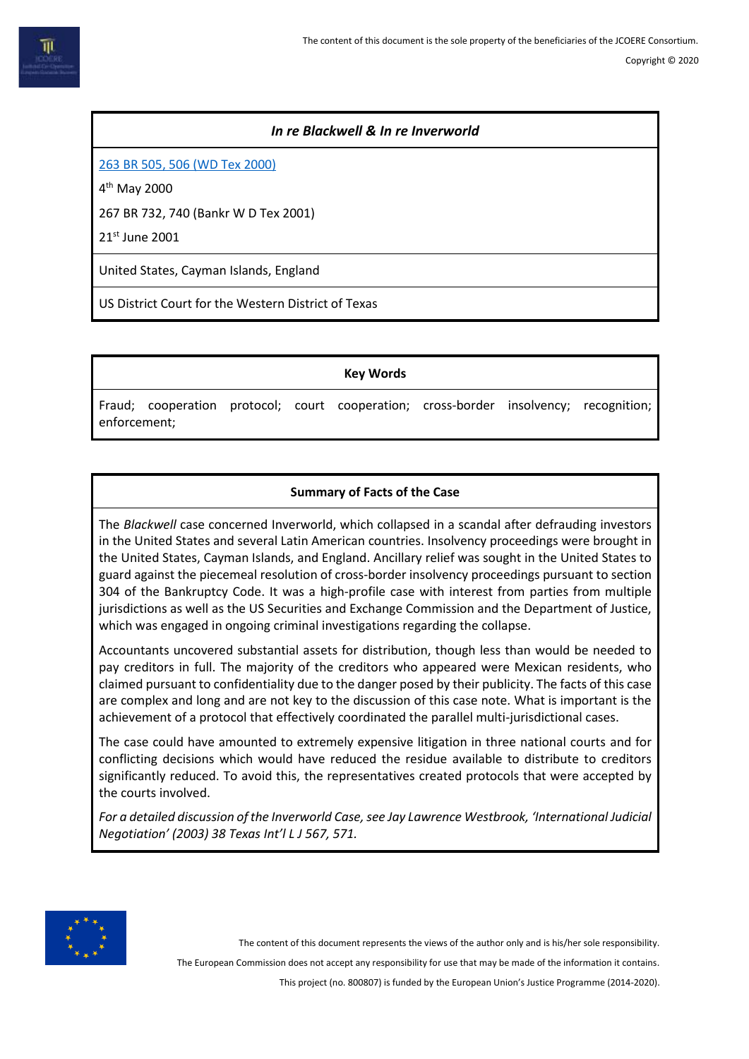### *In re Blackwell & In re Inverworld*

[263 BR 505, 506 (WD Tex 2000)]

4th May 2000

267 BR 732, 740 (Bankr W D Tex 2001)

21st June 2001

United States, Cayman Islands, England

US District Court for the Western District of Texas

**Key Words**

Fraud; cooperation protocol; court cooperation; cross-border insolvency; recognition; enforcement;

**Summary of Facts of the Case**

The *Blackwell* case concerned Inverworld, which collapsed in a scandal after defrauding investors in the United States and several Latin American countries. Insolvency proceedings were brought in the United States, Cayman Islands, and England. Ancillary relief was sought in the United States to guard against the piecemeal resolution of cross-border insolvency proceedings pursuant to section 304 of the Bankruptcy Code. It was a high-profile case with interest from parties from multiple jurisdictions as well as the US Securities and Exchange Commission and the Department of Justice, which was engaged in ongoing criminal investigations regarding the collapse.

Accountants uncovered substantial assets for distribution, though less than would be needed to pay creditors in full. The majority of the creditors who appeared were Mexican residents, who claimed pursuant to confidentiality due to the danger posed by their publicity. The facts of this case are complex and long and are not key to the discussion of this case note. What is important is the achievement of a protocol that effectively coordinated the parallel multi-jurisdictional cases.

The case could have amounted to extremely expensive litigation in three national courts and for conflicting decisions which would have reduced the residue available to distribute to creditors significantly reduced. To avoid this, the representatives created protocols that were accepted by the courts involved.

*For a detailed discussion of the Inverworld Case, see Jay Lawrence Westbrook, 'International Judicial Negotiation' (2003) 38 Texas Int'l L J 567, 571.*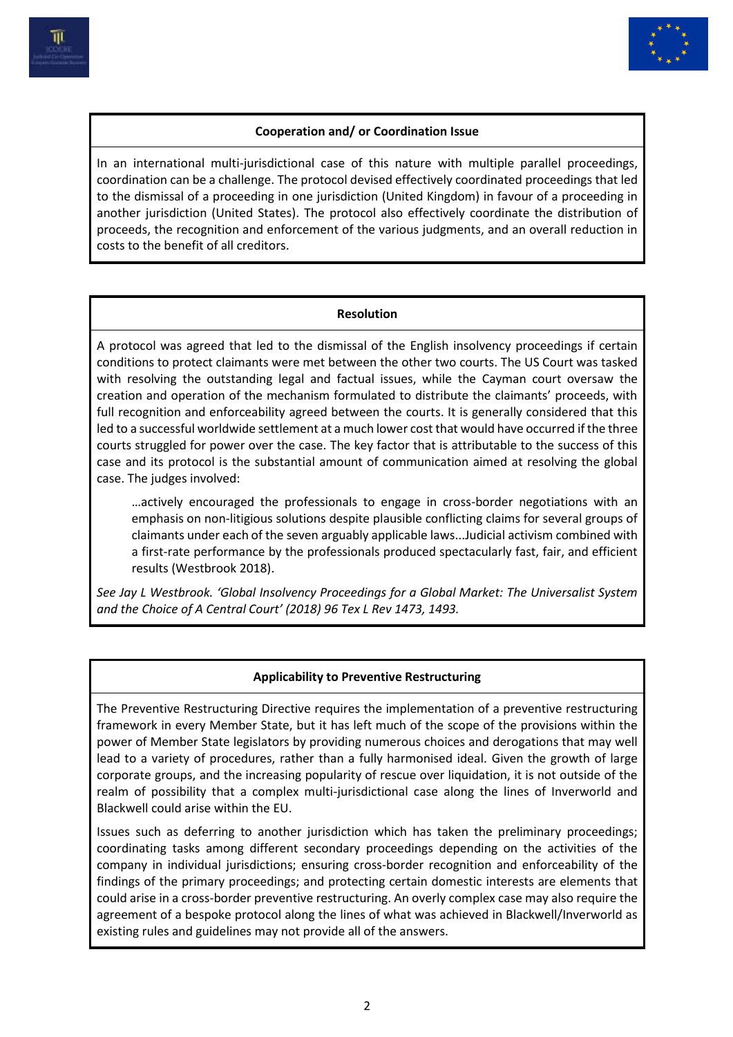#### Cooperation and/ or Coordination Issue

In an international multi-jurisdictional case of this nature with multiple parallel proceedings, coordination can be a challenge. The protocol devised effectively coordinated proceedings that led to the dismissal of a proceeding in one jurisdiction (United Kingdom) in favour of a proceeding in another jurisdiction (United States). The protocol also effectively coordinate the distribution of proceeds, the recognition and enforcement of the various judgments, and an overall reduction in costs to the benefit of all creditors.

#### Resolution

A protocol was agreed that led to the dismissal of the English insolvency proceedings if certain conditions to protect claimants were met between the other two courts. The US Court was tasked with resolving the outstanding legal and factual issues, while the Cayman court oversaw the creation and operation of the mechanism formulated to distribute the claimants' proceeds, with full recognition and enforceability agreed between the courts. It is generally considered that this led to a successful worldwide settlement at a much lower cost that would have occurred if the three courts struggled for power over the case. The key factor that is attributable to the success of this case and its protocol is the substantial amount of communication aimed at resolving the global case. The judges involved:

> …actively encouraged the professionals to engage in cross-border negotiations with an emphasis on non-litigious solutions despite plausible conflicting claims for several groups of claimants under each of the seven arguably applicable laws...Judicial activism combined with a first-rate performance by the professionals produced spectacularly fast, fair, and efficient results (Westbrook 2018).

*See Jay L Westbrook. 'Global Insolvency Proceedings for a Global Market: The Universalist System and the Choice of A Central Court' (2018) 96 Tex L Rev 1473, 1493.*

#### Applicability to Preventive Restructuring

The Preventive Restructuring Directive requires the implementation of a preventive restructuring framework in every Member State, but it has left much of the scope of the provisions within the power of Member State legislators by providing numerous choices and derogations that may well lead to a variety of procedures, rather than a fully harmonised ideal. Given the growth of large corporate groups, and the increasing popularity of rescue over liquidation, it is not outside of the realm of possibility that a complex multi-jurisdictional case along the lines of Inverworld and Blackwell could arise within the EU.

Issues such as deferring to another jurisdiction which has taken the preliminary proceedings; coordinating tasks among different secondary proceedings depending on the activities of the company in individual jurisdictions; ensuring cross-border recognition and enforceability of the findings of the primary proceedings; and protecting certain domestic interests are elements that could arise in a cross-border preventive restructuring. An overly complex case may also require the agreement of a bespoke protocol along the lines of what was achieved in Blackwell/Inverworld as existing rules and guidelines may not provide all of the answers.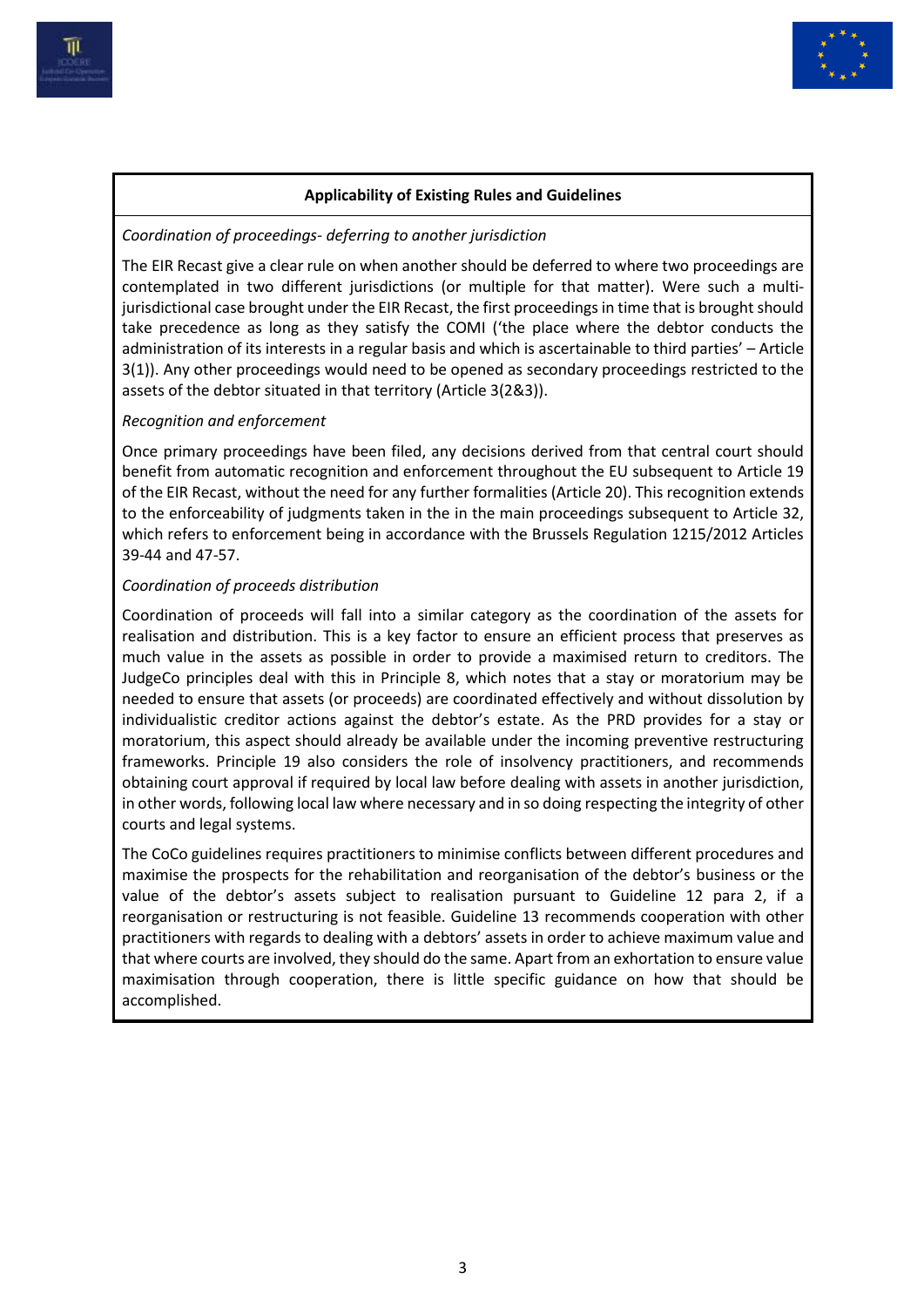**Applicability of Existing Rules and Guidelines**

*Coordination of proceedings- deferring to another jurisdiction*

The EIR Recast give a clear rule on when another should be deferred to where two proceedings are contemplated in two different jurisdictions (or multiple for that matter). Were such a multi-jurisdictional case brought under the EIR Recast, the first proceedings in time that is brought should take precedence as long as they satisfy the COMI ('the place where the debtor conducts the administration of its interests in a regular basis and which is ascertainable to third parties' – Article 3(1)). Any other proceedings would need to be opened as secondary proceedings restricted to the assets of the debtor situated in that territory (Article 3(2&3)).

*Recognition and enforcement*

Once primary proceedings have been filed, any decisions derived from that central court should benefit from automatic recognition and enforcement throughout the EU subsequent to Article 19 of the EIR Recast, without the need for any further formalities (Article 20). This recognition extends to the enforceability of judgments taken in the in the main proceedings subsequent to Article 32, which refers to enforcement being in accordance with the Brussels Regulation 1215/2012 Articles 39-44 and 47-57.

*Coordination of proceeds distribution*

Coordination of proceeds will fall into a similar category as the coordination of the assets for realisation and distribution. This is a key factor to ensure an efficient process that preserves as much value in the assets as possible in order to provide a maximised return to creditors. The JudgeCo principles deal with this in Principle 8, which notes that a stay or moratorium may be needed to ensure that assets (or proceeds) are coordinated effectively and without dissolution by individualistic creditor actions against the debtor's estate. As the PRD provides for a stay or moratorium, this aspect should already be available under the incoming preventive restructuring frameworks. Principle 19 also considers the role of insolvency practitioners, and recommends obtaining court approval if required by local law before dealing with assets in another jurisdiction, in other words, following local law where necessary and in so doing respecting the integrity of other courts and legal systems.

The CoCo guidelines requires practitioners to minimise conflicts between different procedures and maximise the prospects for the rehabilitation and reorganisation of the debtor's business or the value of the debtor's assets subject to realisation pursuant to Guideline 12 para 2, if a reorganisation or restructuring is not feasible. Guideline 13 recommends cooperation with other practitioners with regards to dealing with a debtors' assets in order to achieve maximum value and that where courts are involved, they should do the same. Apart from an exhortation to ensure value maximisation through cooperation, there is little specific guidance on how that should be accomplished.